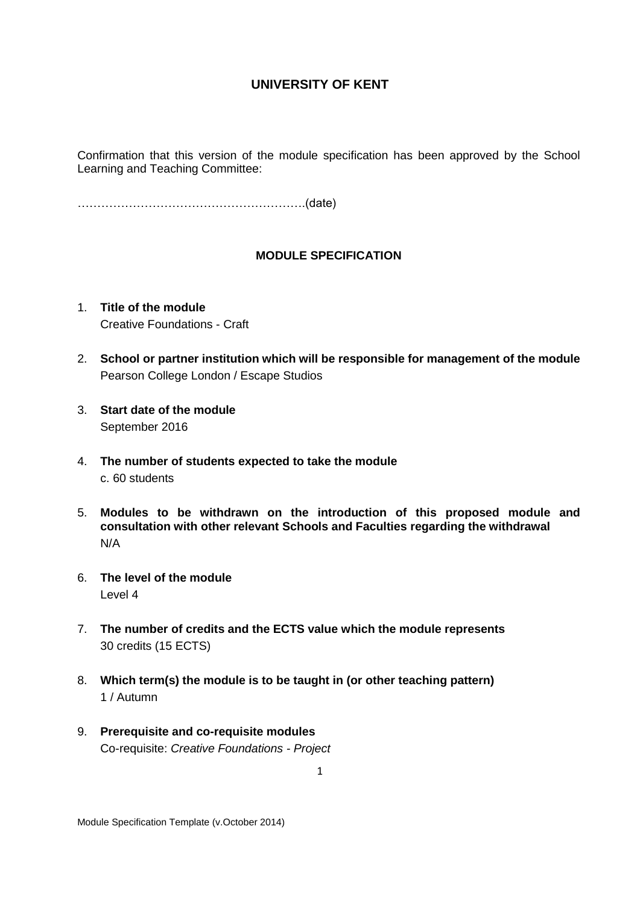**UNIVERSITY OF KENT**

Confirmation that this version of the module specification has been approved by the School Learning and Teaching Committee:

………………………………………………….(date)

**MODULE SPECIFICATION**

1. **Title of the module**
   Creative Foundations - Craft

2. **School or partner institution which will be responsible for management of the module**
   Pearson College London / Escape Studios

3. **Start date of the module**
   September 2016

4. **The number of students expected to take the module**
   c. 60 students

5. **Modules to be withdrawn on the introduction of this proposed module and consultation with other relevant Schools and Faculties regarding the withdrawal**
   N/A

6. **The level of the module**
   Level 4

7. **The number of credits and the ECTS value which the module represents**
   30 credits (15 ECTS)

8. **Which term(s) the module is to be taught in (or other teaching pattern)**
   1 / Autumn

9. **Prerequisite and co-requisite modules**
   Co-requisite: *Creative Foundations - Project*

Module Specification Template (v.October 2014)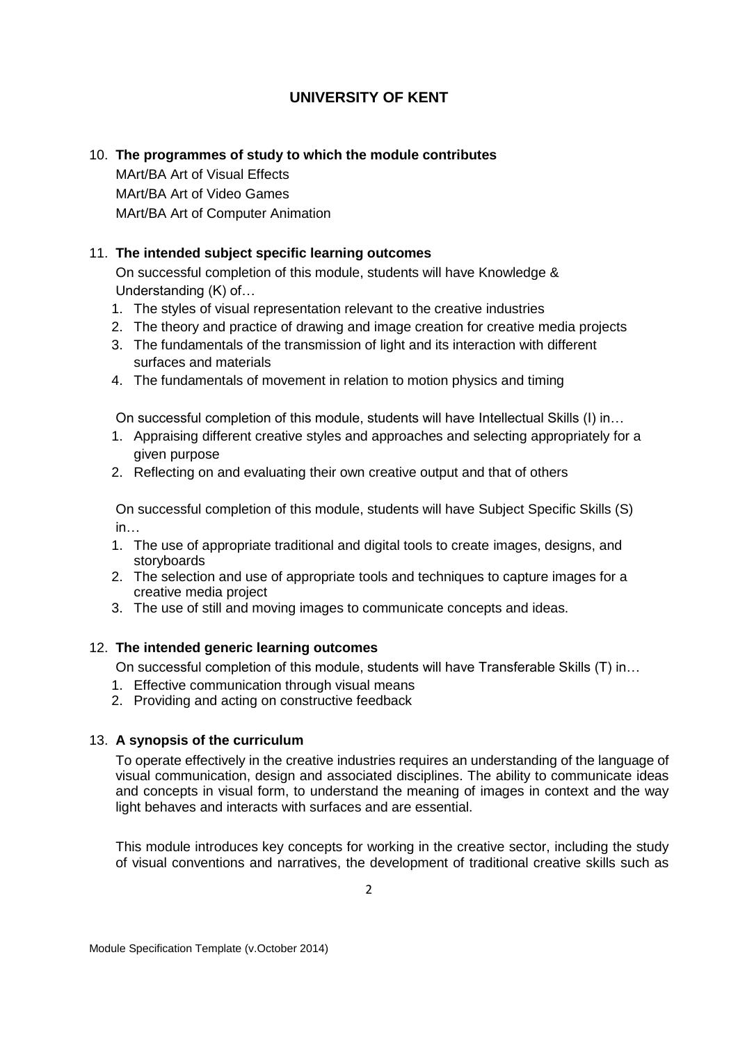## UNIVERSITY OF KENT

10. **The programmes of study to which the module contributes**

    MArt/BA Art of Visual Effects
    MArt/BA Art of Video Games
    MArt/BA Art of Computer Animation

11. **The intended subject specific learning outcomes**

    On successful completion of this module, students will have Knowledge & Understanding (K) of…

    1. The styles of visual representation relevant to the creative industries
    2. The theory and practice of drawing and image creation for creative media projects
    3. The fundamentals of the transmission of light and its interaction with different surfaces and materials
    4. The fundamentals of movement in relation to motion physics and timing

    On successful completion of this module, students will have Intellectual Skills (I) in…

    1. Appraising different creative styles and approaches and selecting appropriately for a given purpose
    2. Reflecting on and evaluating their own creative output and that of others

    On successful completion of this module, students will have Subject Specific Skills (S) in…

    1. The use of appropriate traditional and digital tools to create images, designs, and storyboards
    2. The selection and use of appropriate tools and techniques to capture images for a creative media project
    3. The use of still and moving images to communicate concepts and ideas.

12. **The intended generic learning outcomes**

    On successful completion of this module, students will have Transferable Skills (T) in…

    1. Effective communication through visual means
    2. Providing and acting on constructive feedback

13. **A synopsis of the curriculum**

    To operate effectively in the creative industries requires an understanding of the language of visual communication, design and associated disciplines. The ability to communicate ideas and concepts in visual form, to understand the meaning of images in context and the way light behaves and interacts with surfaces and are essential.

    This module introduces key concepts for working in the creative sector, including the study of visual conventions and narratives, the development of traditional creative skills such as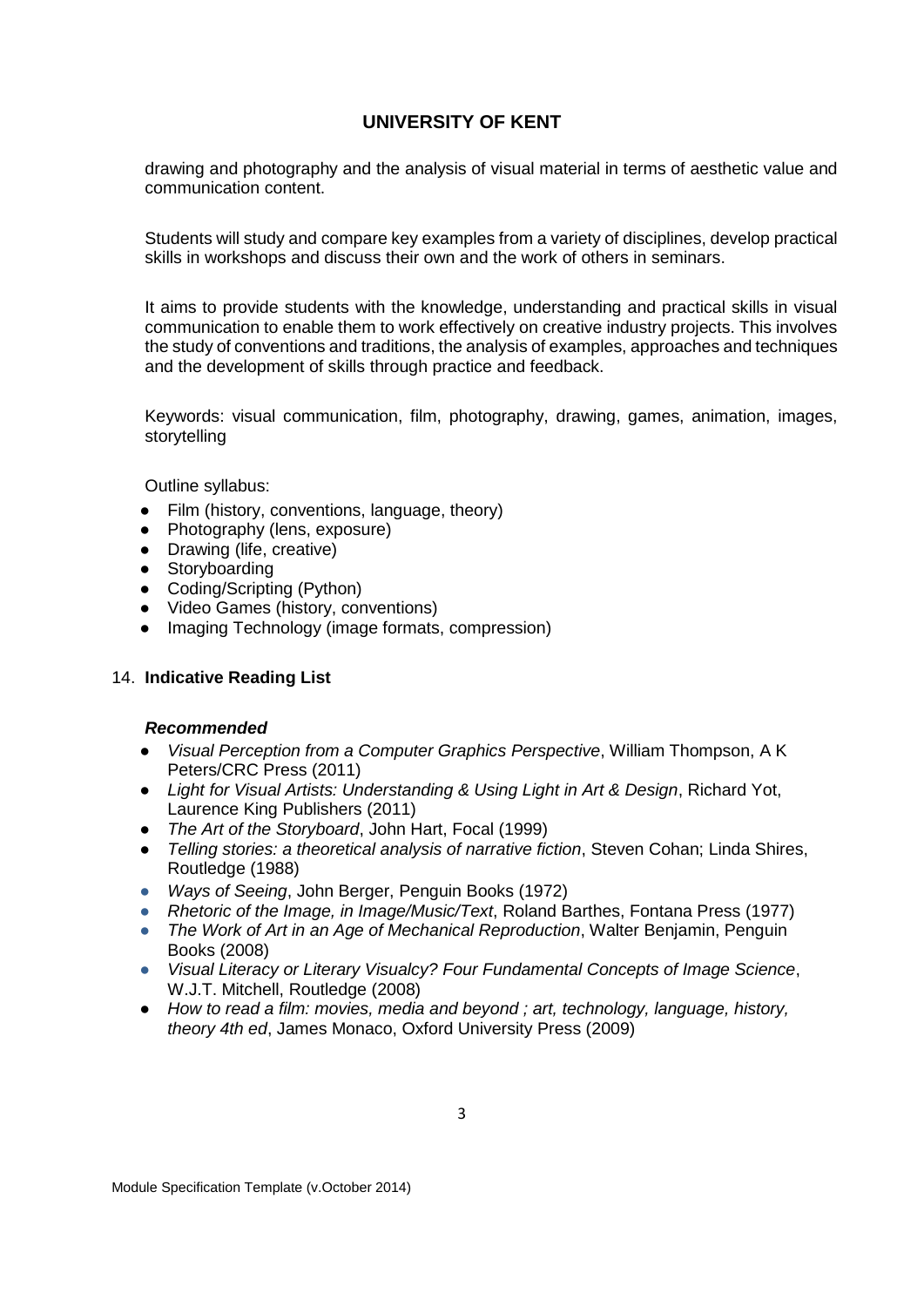drawing and photography and the analysis of visual material in terms of aesthetic value and communication content.

Students will study and compare key examples from a variety of disciplines, develop practical skills in workshops and discuss their own and the work of others in seminars.

It aims to provide students with the knowledge, understanding and practical skills in visual communication to enable them to work effectively on creative industry projects. This involves the study of conventions and traditions, the analysis of examples, approaches and techniques and the development of skills through practice and feedback.

Keywords: visual communication, film, photography, drawing, games, animation, images, storytelling

Outline syllabus:

- Film (history, conventions, language, theory)
- Photography (lens, exposure)
- Drawing (life, creative)
- Storyboarding
- Coding/Scripting (Python)
- Video Games (history, conventions)
- Imaging Technology (image formats, compression)

## 14. Indicative Reading List

### *Recommended*

- *Visual Perception from a Computer Graphics Perspective*, William Thompson, A K Peters/CRC Press (2011)
- *Light for Visual Artists: Understanding & Using Light in Art & Design*, Richard Yot, Laurence King Publishers (2011)
- *The Art of the Storyboard*, John Hart, Focal (1999)
- *Telling stories: a theoretical analysis of narrative fiction*, Steven Cohan; Linda Shires, Routledge (1988)
- *Ways of Seeing*, John Berger, Penguin Books (1972)
- *Rhetoric of the Image, in Image/Music/Text*, Roland Barthes, Fontana Press (1977)
- *The Work of Art in an Age of Mechanical Reproduction*, Walter Benjamin, Penguin Books (2008)
- *Visual Literacy or Literary Visualcy? Four Fundamental Concepts of Image Science*, W.J.T. Mitchell, Routledge (2008)
- *How to read a film: movies, media and beyond ; art, technology, language, history, theory 4th ed*, James Monaco, Oxford University Press (2009)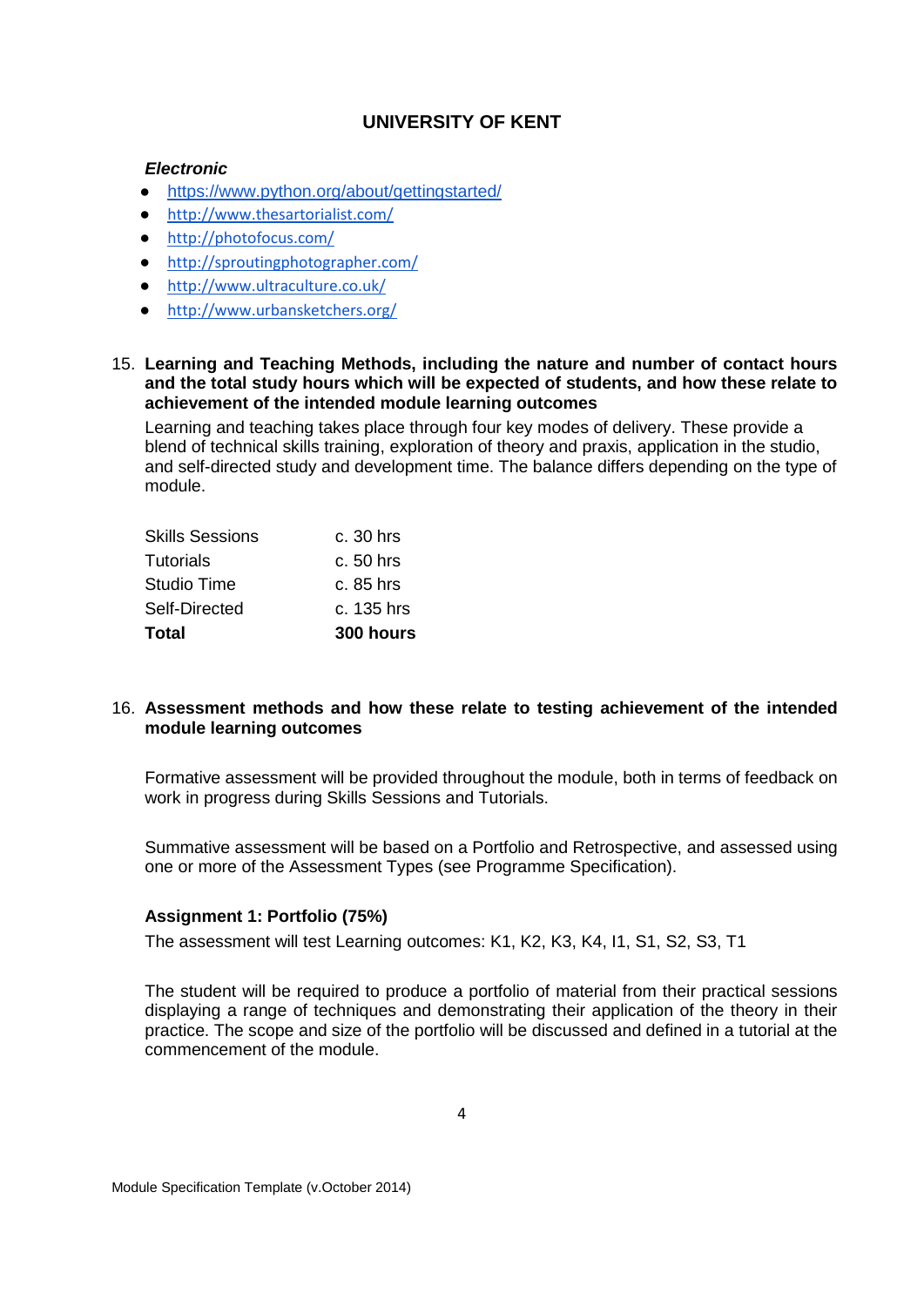### *Electronic*

- https://www.python.org/about/gettingstarted/
- http://www.thesartorialist.com/
- http://photofocus.com/
- http://sproutingphotographer.com/
- http://www.ultraculture.co.uk/
- http://www.urbansketchers.org/

15. **Learning and Teaching Methods, including the nature and number of contact hours and the total study hours which will be expected of students, and how these relate to achievement of the intended module learning outcomes**

    Learning and teaching takes place through four key modes of delivery. These provide a blend of technical skills training, exploration of theory and praxis, application in the studio, and self-directed study and development time. The balance differs depending on the type of module.

| | |
|---|---|
| Skills Sessions | c. 30 hrs |
| Tutorials | c. 50 hrs |
| Studio Time | c. 85 hrs |
| Self-Directed | c. 135 hrs |
| **Total** | **300 hours** |

16. **Assessment methods and how these relate to testing achievement of the intended module learning outcomes**

    Formative assessment will be provided throughout the module, both in terms of feedback on work in progress during Skills Sessions and Tutorials.

    Summative assessment will be based on a Portfolio and Retrospective, and assessed using one or more of the Assessment Types (see Programme Specification).

    **Assignment 1: Portfolio (75%)**

    The assessment will test Learning outcomes: K1, K2, K3, K4, I1, S1, S2, S3, T1

    The student will be required to produce a portfolio of material from their practical sessions displaying a range of techniques and demonstrating their application of the theory in their practice. The scope and size of the portfolio will be discussed and defined in a tutorial at the commencement of the module.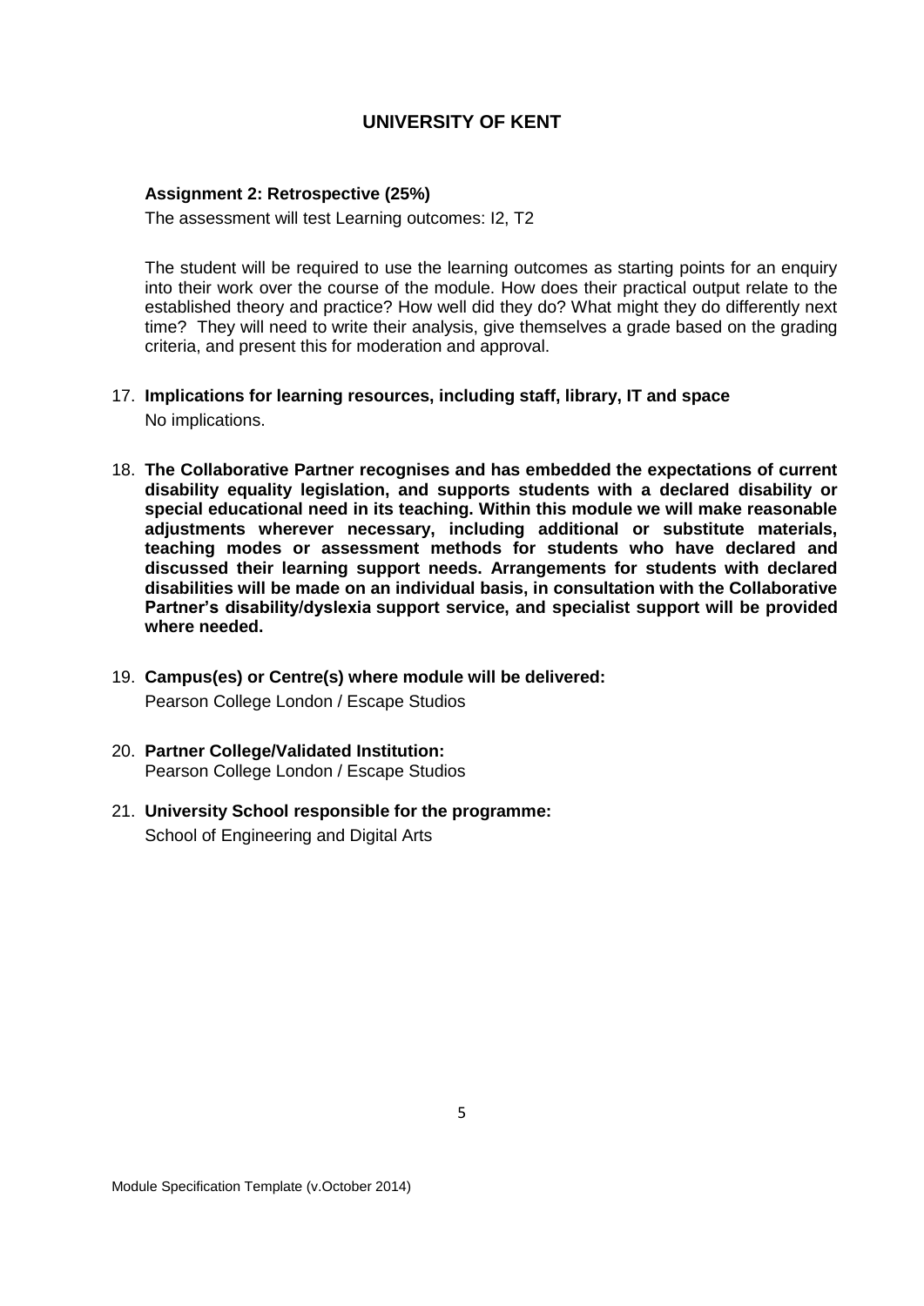**Assignment 2: Retrospective (25%)**

The assessment will test Learning outcomes: I2, T2

The student will be required to use the learning outcomes as starting points for an enquiry into their work over the course of the module. How does their practical output relate to the established theory and practice? How well did they do? What might they do differently next time? They will need to write their analysis, give themselves a grade based on the grading criteria, and present this for moderation and approval.

17. **Implications for learning resources, including staff, library, IT and space**
    No implications.

18. **The Collaborative Partner recognises and has embedded the expectations of current disability equality legislation, and supports students with a declared disability or special educational need in its teaching. Within this module we will make reasonable adjustments wherever necessary, including additional or substitute materials, teaching modes or assessment methods for students who have declared and discussed their learning support needs. Arrangements for students with declared disabilities will be made on an individual basis, in consultation with the Collaborative Partner's disability/dyslexia support service, and specialist support will be provided where needed.**

19. **Campus(es) or Centre(s) where module will be delivered:**
    Pearson College London / Escape Studios

20. **Partner College/Validated Institution:**
    Pearson College London / Escape Studios

21. **University School responsible for the programme:**
    School of Engineering and Digital Arts